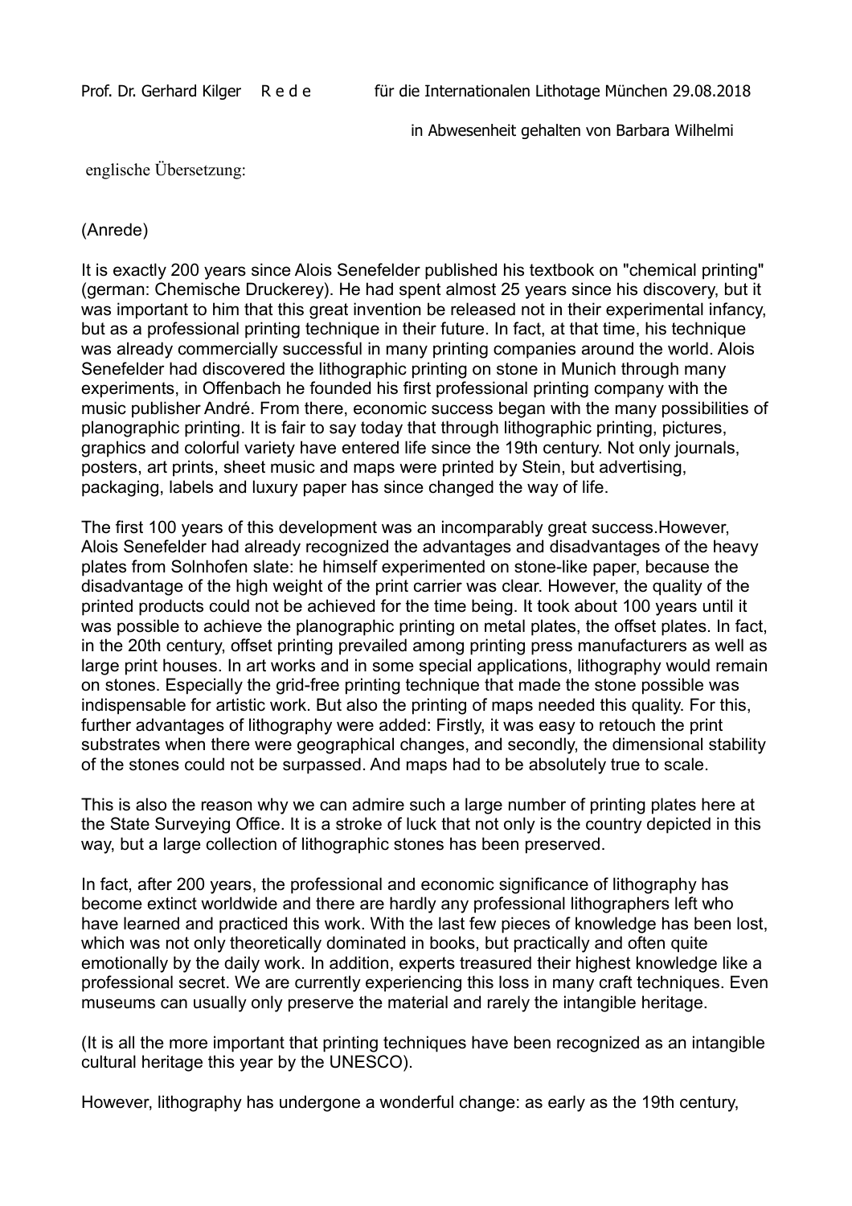Prof. Dr. Gerhard Kilger R e d e für die Internationalen Lithotage München 29.08.2018

in Abwesenheit gehalten von Barbara Wilhelmi

englische Übersetzung:

(Anrede)

It is exactly 200 years since Alois Senefelder published his textbook on "chemical printing" (german: Chemische Druckerey). He had spent almost 25 years since his discovery, but it was important to him that this great invention be released not in their experimental infancy, but as a professional printing technique in their future. In fact, at that time, his technique was already commercially successful in many printing companies around the world. Alois Senefelder had discovered the lithographic printing on stone in Munich through many experiments, in Offenbach he founded his first professional printing company with the music publisher André. From there, economic success began with the many possibilities of planographic printing. It is fair to say today that through lithographic printing, pictures, graphics and colorful variety have entered life since the 19th century. Not only journals, posters, art prints, sheet music and maps were printed by Stein, but advertising, packaging, labels and luxury paper has since changed the way of life.

The first 100 years of this development was an incomparably great success.However, Alois Senefelder had already recognized the advantages and disadvantages of the heavy plates from Solnhofen slate: he himself experimented on stone-like paper, because the disadvantage of the high weight of the print carrier was clear. However, the quality of the printed products could not be achieved for the time being. It took about 100 years until it was possible to achieve the planographic printing on metal plates, the offset plates. In fact, in the 20th century, offset printing prevailed among printing press manufacturers as well as large print houses. In art works and in some special applications, lithography would remain on stones. Especially the grid-free printing technique that made the stone possible was indispensable for artistic work. But also the printing of maps needed this quality. For this, further advantages of lithography were added: Firstly, it was easy to retouch the print substrates when there were geographical changes, and secondly, the dimensional stability of the stones could not be surpassed. And maps had to be absolutely true to scale.

This is also the reason why we can admire such a large number of printing plates here at the State Surveying Office. It is a stroke of luck that not only is the country depicted in this way, but a large collection of lithographic stones has been preserved.

In fact, after 200 years, the professional and economic significance of lithography has become extinct worldwide and there are hardly any professional lithographers left who have learned and practiced this work. With the last few pieces of knowledge has been lost, which was not only theoretically dominated in books, but practically and often quite emotionally by the daily work. In addition, experts treasured their highest knowledge like a professional secret. We are currently experiencing this loss in many craft techniques. Even museums can usually only preserve the material and rarely the intangible heritage.

(It is all the more important that printing techniques have been recognized as an intangible cultural heritage this year by the UNESCO).

However, lithography has undergone a wonderful change: as early as the 19th century,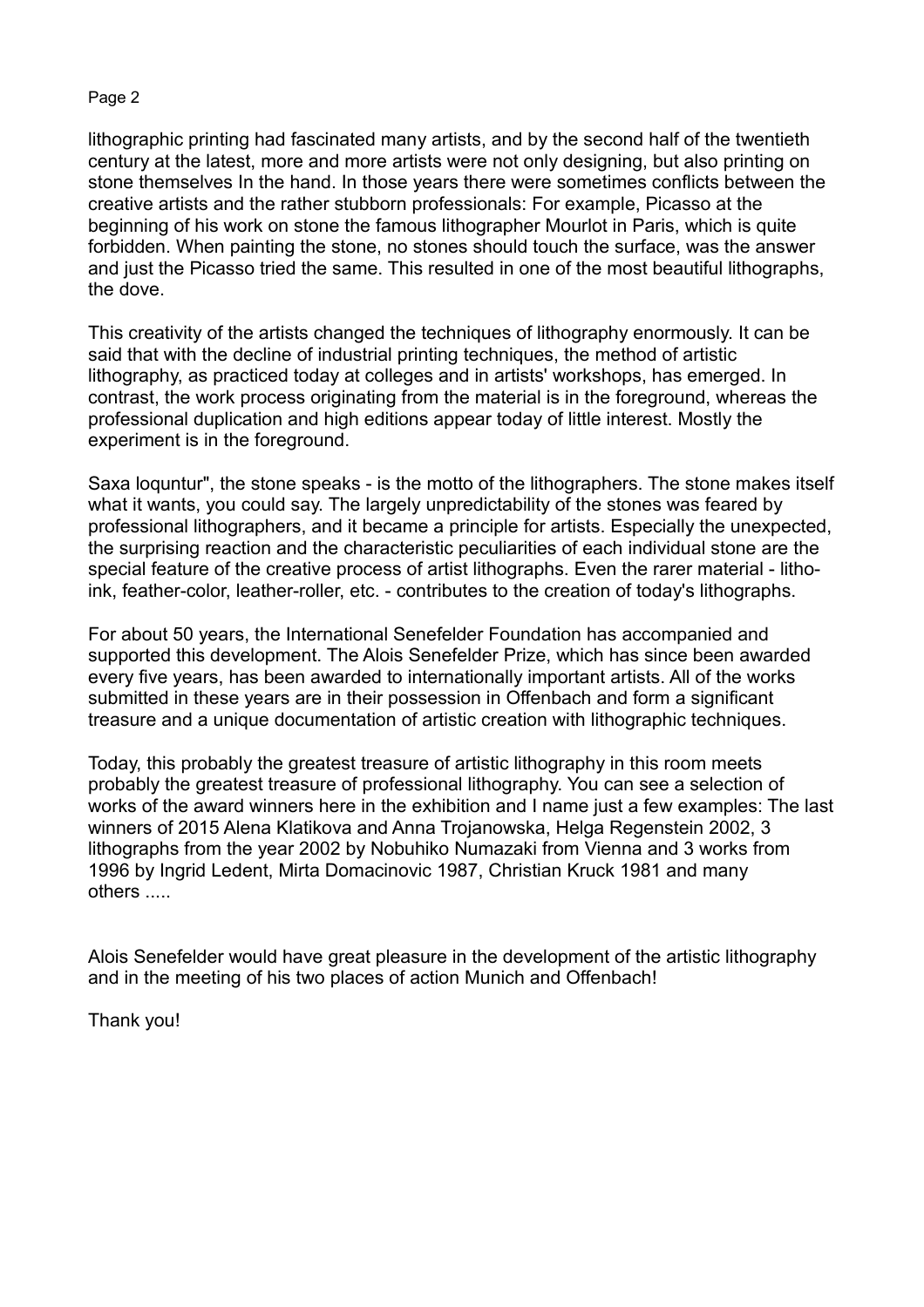lithographic printing had fascinated many artists, and by the second half of the twentieth century at the latest, more and more artists were not only designing, but also printing on stone themselves In the hand. In those years there were sometimes conflicts between the creative artists and the rather stubborn professionals: For example, Picasso at the beginning of his work on stone the famous lithographer Mourlot in Paris, which is quite forbidden. When painting the stone, no stones should touch the surface, was the answer and just the Picasso tried the same. This resulted in one of the most beautiful lithographs, the dove.

This creativity of the artists changed the techniques of lithography enormously. It can be said that with the decline of industrial printing techniques, the method of artistic lithography, as practiced today at colleges and in artists' workshops, has emerged. In contrast, the work process originating from the material is in the foreground, whereas the professional duplication and high editions appear today of little interest. Mostly the experiment is in the foreground.

Saxa loquntur", the stone speaks - is the motto of the lithographers. The stone makes itself what it wants, you could say. The largely unpredictability of the stones was feared by professional lithographers, and it became a principle for artists. Especially the unexpected, the surprising reaction and the characteristic peculiarities of each individual stone are the special feature of the creative process of artist lithographs. Even the rarer material - litho-ink, feather-color, leather-roller, etc. - contributes to the creation of today's lithographs.

For about 50 years, the International Senefelder Foundation has accompanied and supported this development. The Alois Senefelder Prize, which has since been awarded every five years, has been awarded to internationally important artists. All of the works submitted in these years are in their possession in Offenbach and form a significant treasure and a unique documentation of artistic creation with lithographic techniques.

Today, this probably the greatest treasure of artistic lithography in this room meets probably the greatest treasure of professional lithography. You can see a selection of works of the award winners here in the exhibition and I name just a few examples: The last winners of 2015 Alena Klatikova and Anna Trojanowska, Helga Regenstein 2002, 3 lithographs from the year 2002 by Nobuhiko Numazaki from Vienna and 3 works from 1996 by Ingrid Ledent, Mirta Domacinovic 1987, Christian Kruck 1981 and many others .....

Alois Senefelder would have great pleasure in the development of the artistic lithography and in the meeting of his two places of action Munich and Offenbach!

Thank you!